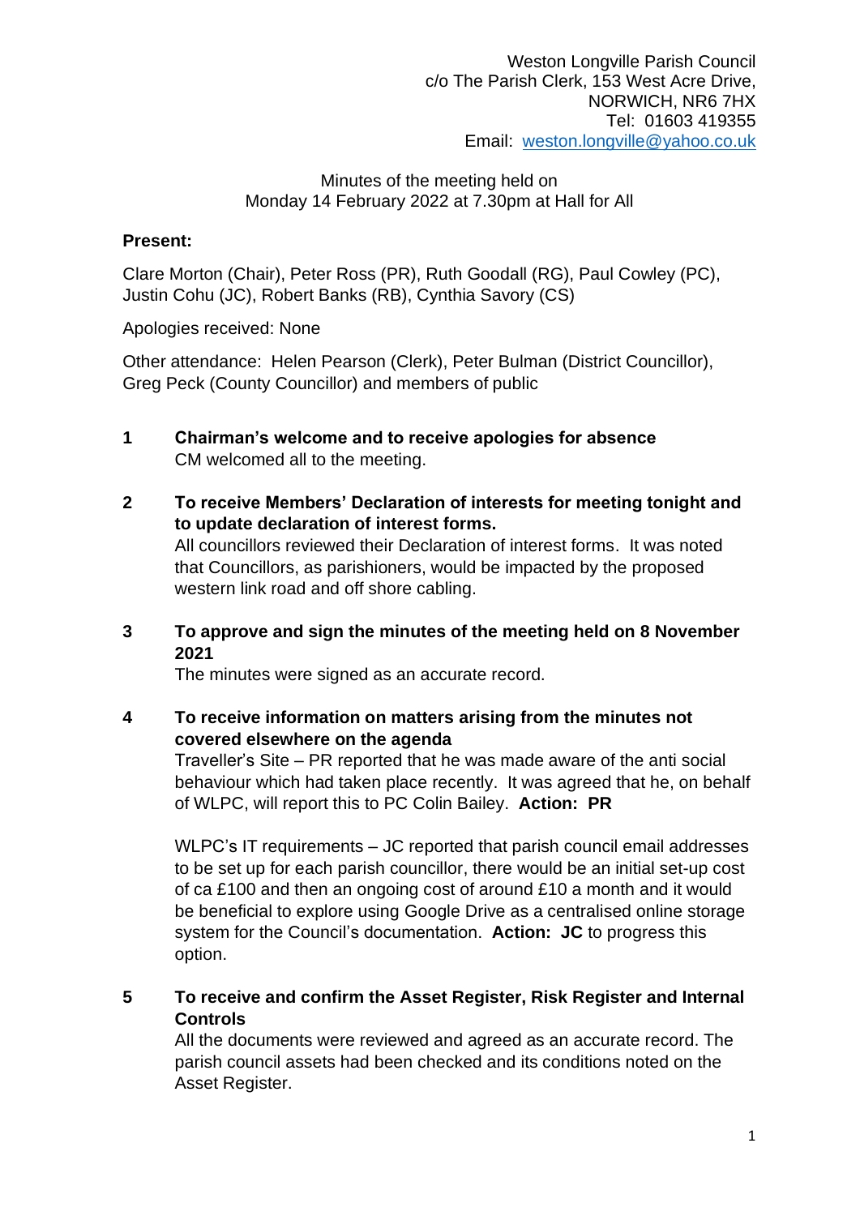Weston Longville Parish Council
c/o The Parish Clerk, 153 West Acre Drive,
NORWICH, NR6 7HX
Tel: 01603 419355
Email: weston.longville@yahoo.co.uk

Minutes of the meeting held on
Monday 14 February 2022 at 7.30pm at Hall for All

**Present:**

Clare Morton (Chair), Peter Ross (PR), Ruth Goodall (RG), Paul Cowley (PC), Justin Cohu (JC), Robert Banks (RB), Cynthia Savory (CS)

Apologies received: None

Other attendance: Helen Pearson (Clerk), Peter Bulman (District Councillor), Greg Peck (County Councillor) and members of public

**1 Chairman's welcome and to receive apologies for absence**

CM welcomed all to the meeting.

**2 To receive Members' Declaration of interests for meeting tonight and to update declaration of interest forms.**

All councillors reviewed their Declaration of interest forms. It was noted that Councillors, as parishioners, would be impacted by the proposed western link road and off shore cabling.

**3 To approve and sign the minutes of the meeting held on 8 November 2021**

The minutes were signed as an accurate record.

**4 To receive information on matters arising from the minutes not covered elsewhere on the agenda**

Traveller's Site – PR reported that he was made aware of the anti social behaviour which had taken place recently. It was agreed that he, on behalf of WLPC, will report this to PC Colin Bailey. **Action: PR**

WLPC's IT requirements – JC reported that parish council email addresses to be set up for each parish councillor, there would be an initial set-up cost of ca £100 and then an ongoing cost of around £10 a month and it would be beneficial to explore using Google Drive as a centralised online storage system for the Council's documentation. **Action: JC** to progress this option.

**5 To receive and confirm the Asset Register, Risk Register and Internal Controls**

All the documents were reviewed and agreed as an accurate record. The parish council assets had been checked and its conditions noted on the Asset Register.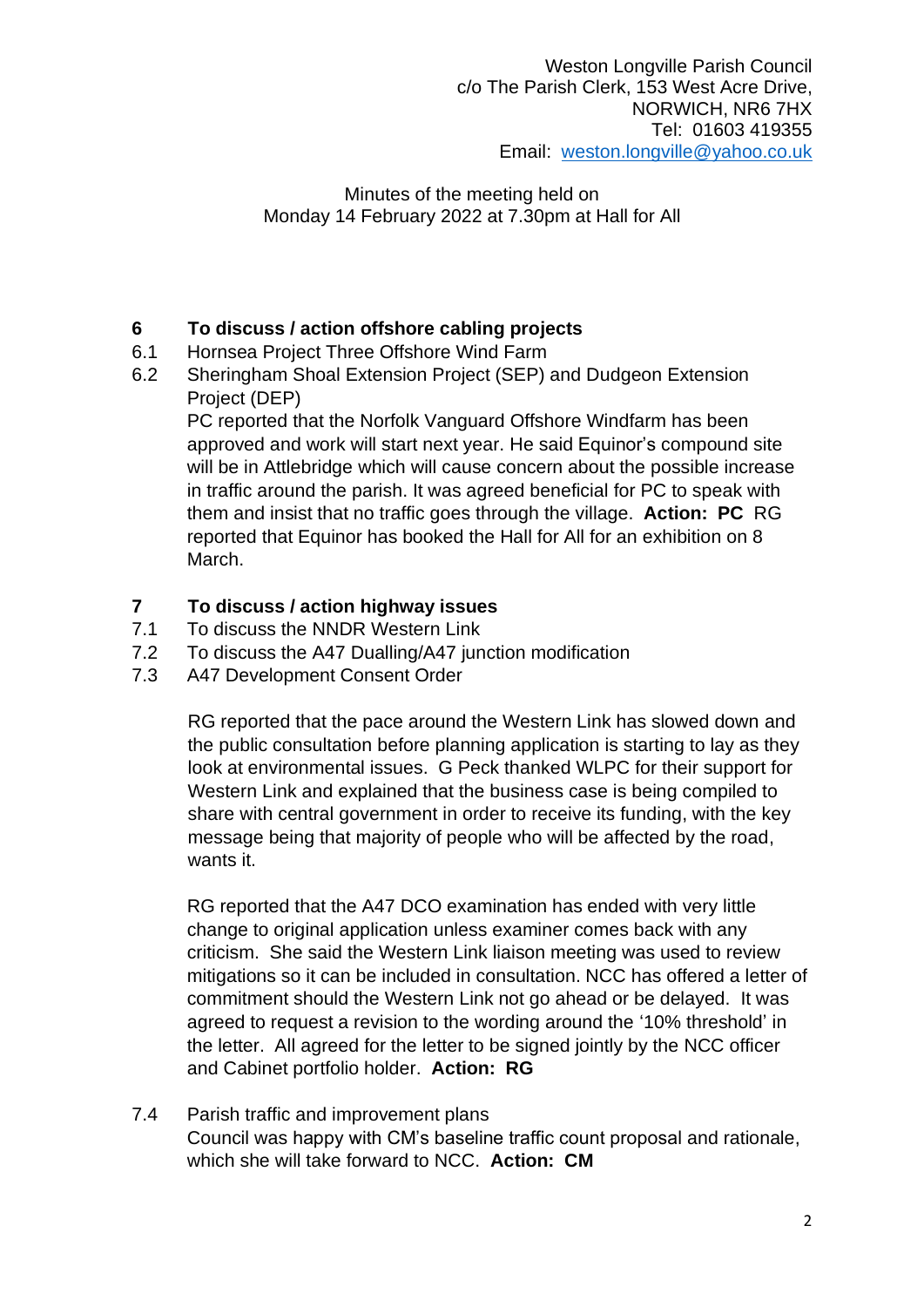Weston Longville Parish Council
c/o The Parish Clerk, 153 West Acre Drive,
NORWICH, NR6 7HX
Tel: 01603 419355
Email: weston.longville@yahoo.co.uk

Minutes of the meeting held on
Monday 14 February 2022 at 7.30pm at Hall for All

## 6 To discuss / action offshore cabling projects

6.1 Hornsea Project Three Offshore Wind Farm

6.2 Sheringham Shoal Extension Project (SEP) and Dudgeon Extension Project (DEP)

PC reported that the Norfolk Vanguard Offshore Windfarm has been approved and work will start next year. He said Equinor's compound site will be in Attlebridge which will cause concern about the possible increase in traffic around the parish. It was agreed beneficial for PC to speak with them and insist that no traffic goes through the village. **Action: PC** RG reported that Equinor has booked the Hall for All for an exhibition on 8 March.

## 7 To discuss / action highway issues

7.1 To discuss the NNDR Western Link

7.2 To discuss the A47 Dualling/A47 junction modification

7.3 A47 Development Consent Order

RG reported that the pace around the Western Link has slowed down and the public consultation before planning application is starting to lay as they look at environmental issues. G Peck thanked WLPC for their support for Western Link and explained that the business case is being compiled to share with central government in order to receive its funding, with the key message being that majority of people who will be affected by the road, wants it.

RG reported that the A47 DCO examination has ended with very little change to original application unless examiner comes back with any criticism. She said the Western Link liaison meeting was used to review mitigations so it can be included in consultation. NCC has offered a letter of commitment should the Western Link not go ahead or be delayed. It was agreed to request a revision to the wording around the '10% threshold' in the letter. All agreed for the letter to be signed jointly by the NCC officer and Cabinet portfolio holder. **Action: RG**

7.4 Parish traffic and improvement plans

Council was happy with CM's baseline traffic count proposal and rationale, which she will take forward to NCC. **Action: CM**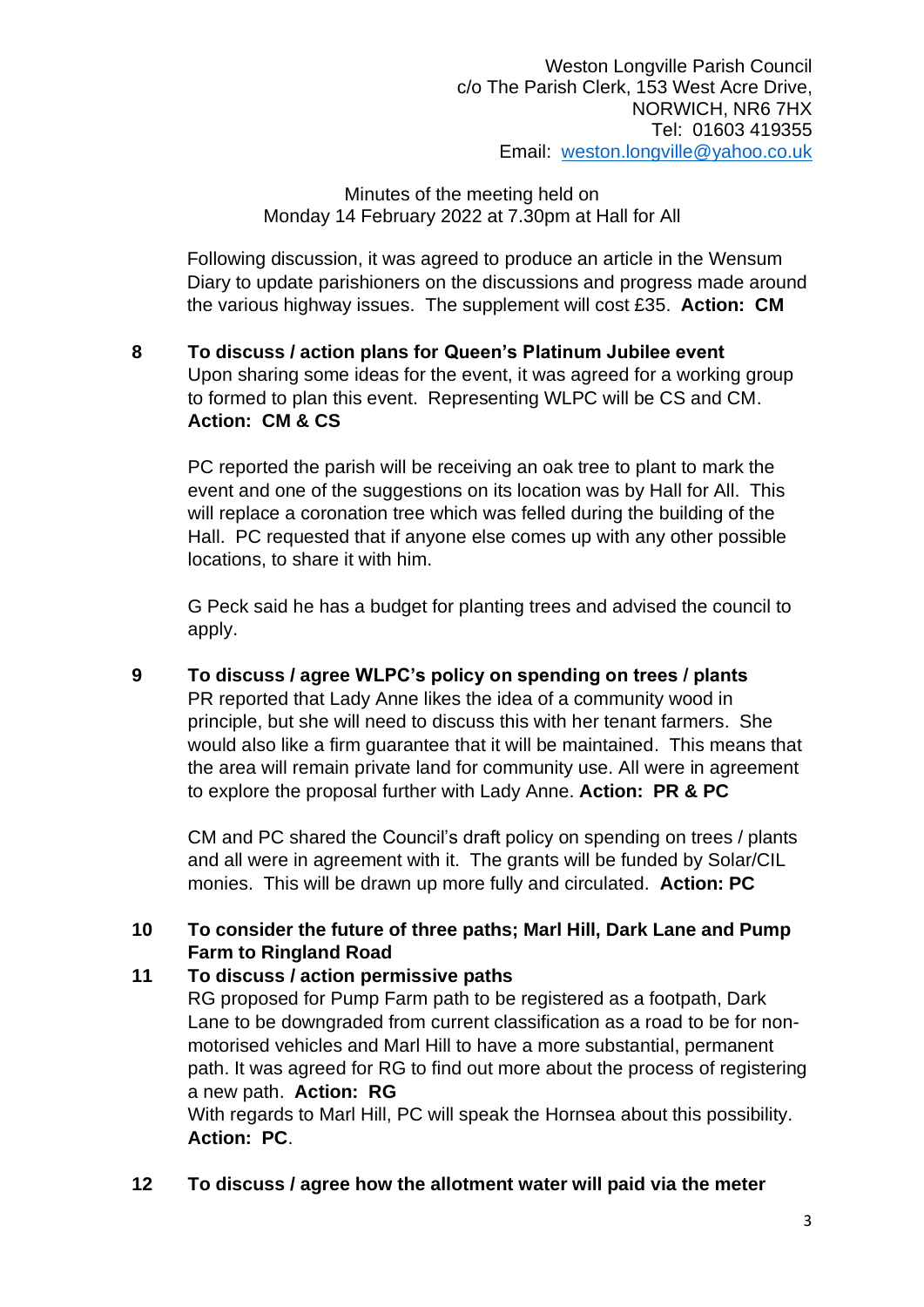Weston Longville Parish Council
c/o The Parish Clerk, 153 West Acre Drive,
NORWICH, NR6 7HX
Tel: 01603 419355
Email: weston.longville@yahoo.co.uk

Minutes of the meeting held on
Monday 14 February 2022 at 7.30pm at Hall for All

Following discussion, it was agreed to produce an article in the Wensum Diary to update parishioners on the discussions and progress made around the various highway issues. The supplement will cost £35. **Action: CM**

**8 To discuss / action plans for Queen's Platinum Jubilee event**

Upon sharing some ideas for the event, it was agreed for a working group to formed to plan this event. Representing WLPC will be CS and CM. **Action: CM & CS**

PC reported the parish will be receiving an oak tree to plant to mark the event and one of the suggestions on its location was by Hall for All. This will replace a coronation tree which was felled during the building of the Hall. PC requested that if anyone else comes up with any other possible locations, to share it with him.

G Peck said he has a budget for planting trees and advised the council to apply.

**9 To discuss / agree WLPC's policy on spending on trees / plants**

PR reported that Lady Anne likes the idea of a community wood in principle, but she will need to discuss this with her tenant farmers. She would also like a firm guarantee that it will be maintained. This means that the area will remain private land for community use. All were in agreement to explore the proposal further with Lady Anne. **Action: PR & PC**

CM and PC shared the Council's draft policy on spending on trees / plants and all were in agreement with it. The grants will be funded by Solar/CIL monies. This will be drawn up more fully and circulated. **Action: PC**

**10 To consider the future of three paths; Marl Hill, Dark Lane and Pump Farm to Ringland Road**

**11 To discuss / action permissive paths**

RG proposed for Pump Farm path to be registered as a footpath, Dark Lane to be downgraded from current classification as a road to be for non-motorised vehicles and Marl Hill to have a more substantial, permanent path. It was agreed for RG to find out more about the process of registering a new path. **Action: RG**

With regards to Marl Hill, PC will speak the Hornsea about this possibility. **Action: PC**.

**12 To discuss / agree how the allotment water will paid via the meter**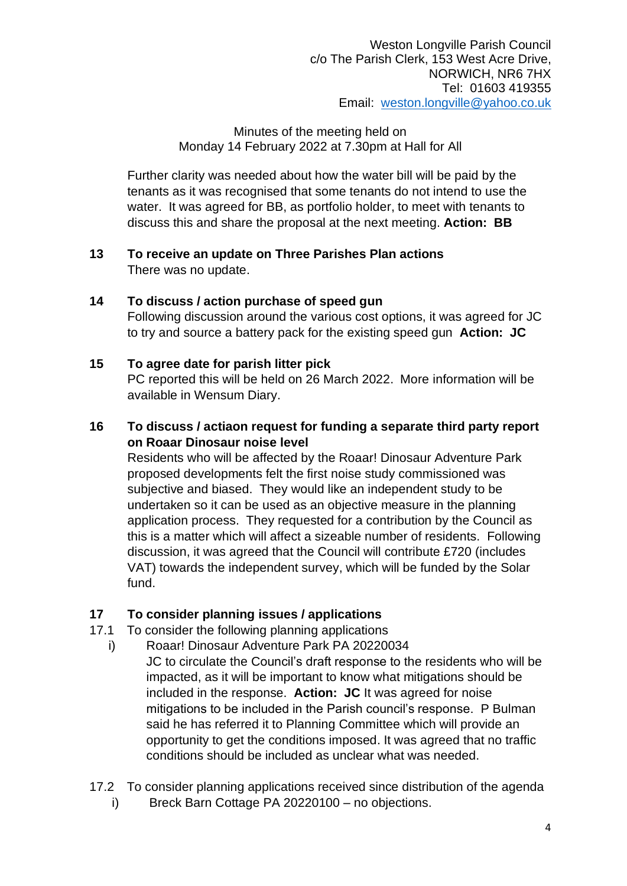Weston Longville Parish Council
c/o The Parish Clerk, 153 West Acre Drive,
NORWICH, NR6 7HX
Tel: 01603 419355
Email: weston.longville@yahoo.co.uk

Minutes of the meeting held on
Monday 14 February 2022 at 7.30pm at Hall for All

Further clarity was needed about how the water bill will be paid by the tenants as it was recognised that some tenants do not intend to use the water. It was agreed for BB, as portfolio holder, to meet with tenants to discuss this and share the proposal at the next meeting. **Action: BB**

**13 To receive an update on Three Parishes Plan actions**

There was no update.

**14 To discuss / action purchase of speed gun**

Following discussion around the various cost options, it was agreed for JC to try and source a battery pack for the existing speed gun **Action: JC**

**15 To agree date for parish litter pick**

PC reported this will be held on 26 March 2022. More information will be available in Wensum Diary.

**16 To discuss / actiaon request for funding a separate third party report on Roaar Dinosaur noise level**

Residents who will be affected by the Roaar! Dinosaur Adventure Park proposed developments felt the first noise study commissioned was subjective and biased. They would like an independent study to be undertaken so it can be used as an objective measure in the planning application process. They requested for a contribution by the Council as this is a matter which will affect a sizeable number of residents. Following discussion, it was agreed that the Council will contribute £720 (includes VAT) towards the independent survey, which will be funded by the Solar fund.

**17 To consider planning issues / applications**

17.1 To consider the following planning applications

i) Roaar! Dinosaur Adventure Park PA 20220034

JC to circulate the Council's draft response to the residents who will be impacted, as it will be important to know what mitigations should be included in the response. **Action: JC** It was agreed for noise mitigations to be included in the Parish council's response. P Bulman said he has referred it to Planning Committee which will provide an opportunity to get the conditions imposed. It was agreed that no traffic conditions should be included as unclear what was needed.

17.2 To consider planning applications received since distribution of the agenda

i) Breck Barn Cottage PA 20220100 – no objections.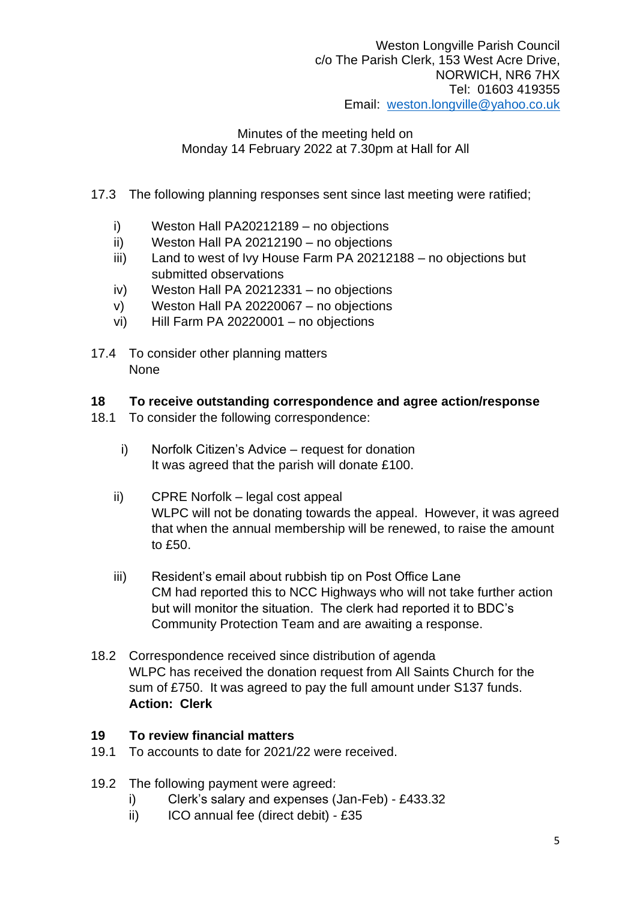Weston Longville Parish Council
c/o The Parish Clerk, 153 West Acre Drive,
NORWICH, NR6 7HX
Tel: 01603 419355
Email: weston.longville@yahoo.co.uk

Minutes of the meeting held on
Monday 14 February 2022 at 7.30pm at Hall for All

17.3 The following planning responses sent since last meeting were ratified;

- i) Weston Hall PA20212189 – no objections
- ii) Weston Hall PA 20212190 – no objections
- iii) Land to west of Ivy House Farm PA 20212188 – no objections but submitted observations
- iv) Weston Hall PA 20212331 – no objections
- v) Weston Hall PA 20220067 – no objections
- vi) Hill Farm PA 20220001 – no objections

17.4 To consider other planning matters
None

**18 To receive outstanding correspondence and agree action/response**

18.1 To consider the following correspondence:

- i) Norfolk Citizen's Advice – request for donation
It was agreed that the parish will donate £100.

- ii) CPRE Norfolk – legal cost appeal
WLPC will not be donating towards the appeal. However, it was agreed that when the annual membership will be renewed, to raise the amount to £50.

- iii) Resident's email about rubbish tip on Post Office Lane
CM had reported this to NCC Highways who will not take further action but will monitor the situation. The clerk had reported it to BDC's Community Protection Team and are awaiting a response.

18.2 Correspondence received since distribution of agenda
WLPC has received the donation request from All Saints Church for the sum of £750. It was agreed to pay the full amount under S137 funds.
**Action: Clerk**

**19 To review financial matters**

19.1 To accounts to date for 2021/22 were received.

19.2 The following payment were agreed:

- i) Clerk's salary and expenses (Jan-Feb) - £433.32
- ii) ICO annual fee (direct debit) - £35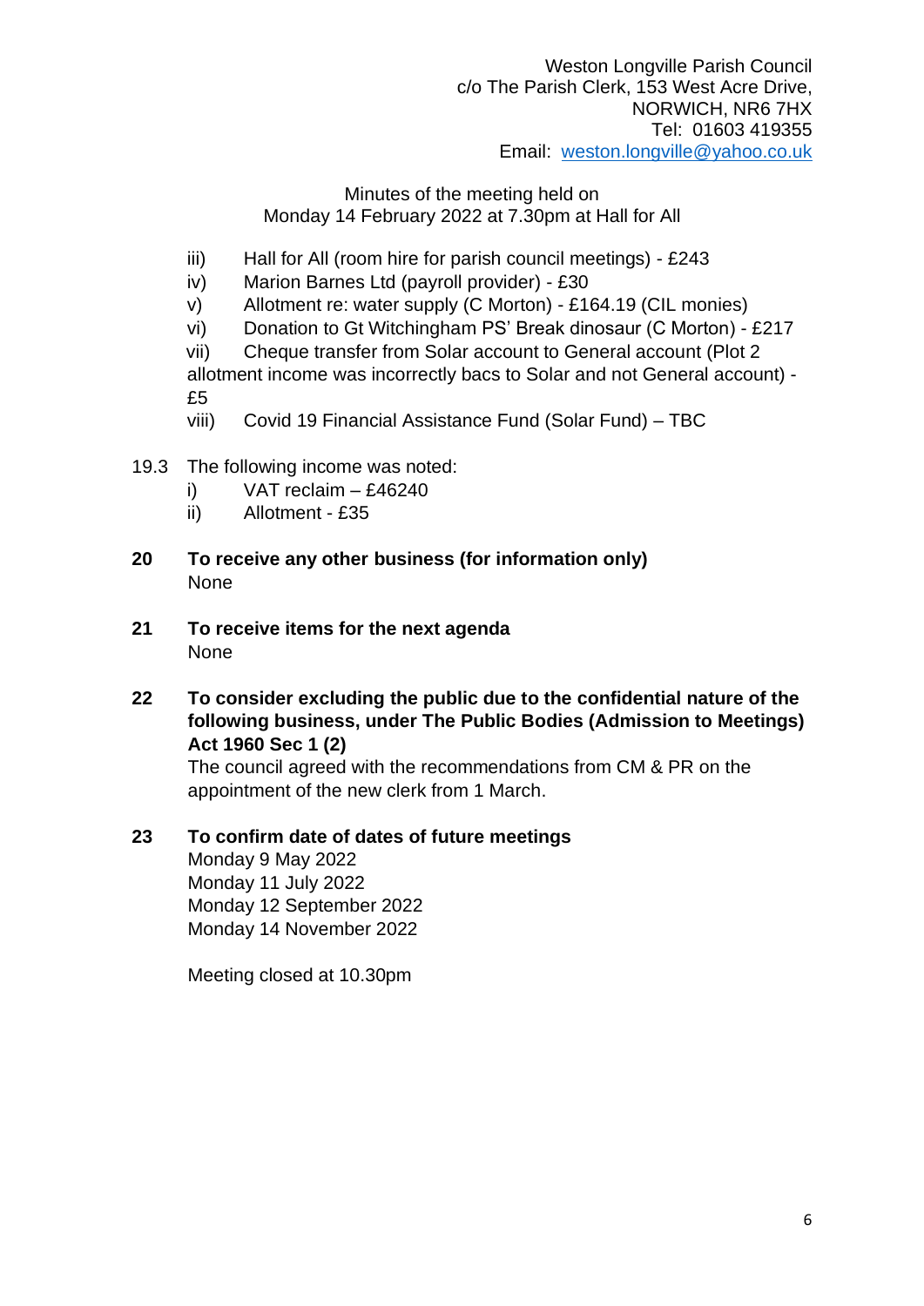Weston Longville Parish Council
c/o The Parish Clerk, 153 West Acre Drive,
NORWICH, NR6 7HX
Tel: 01603 419355
Email: weston.longville@yahoo.co.uk

Minutes of the meeting held on
Monday 14 February 2022 at 7.30pm at Hall for All

iii) Hall for All (room hire for parish council meetings) - £243
iv) Marion Barnes Ltd (payroll provider) - £30
v) Allotment re: water supply (C Morton) - £164.19 (CIL monies)
vi) Donation to Gt Witchingham PS' Break dinosaur (C Morton) - £217
vii) Cheque transfer from Solar account to General account (Plot 2 allotment income was incorrectly bacs to Solar and not General account) - £5
viii) Covid 19 Financial Assistance Fund (Solar Fund) – TBC

19.3 The following income was noted:

i) VAT reclaim – £46240
ii) Allotment - £35

**20 To receive any other business (for information only)**

None

**21 To receive items for the next agenda**

None

**22 To consider excluding the public due to the confidential nature of the following business, under The Public Bodies (Admission to Meetings) Act 1960 Sec 1 (2)**

The council agreed with the recommendations from CM & PR on the appointment of the new clerk from 1 March.

**23 To confirm date of dates of future meetings**

Monday 9 May 2022
Monday 11 July 2022
Monday 12 September 2022
Monday 14 November 2022

Meeting closed at 10.30pm